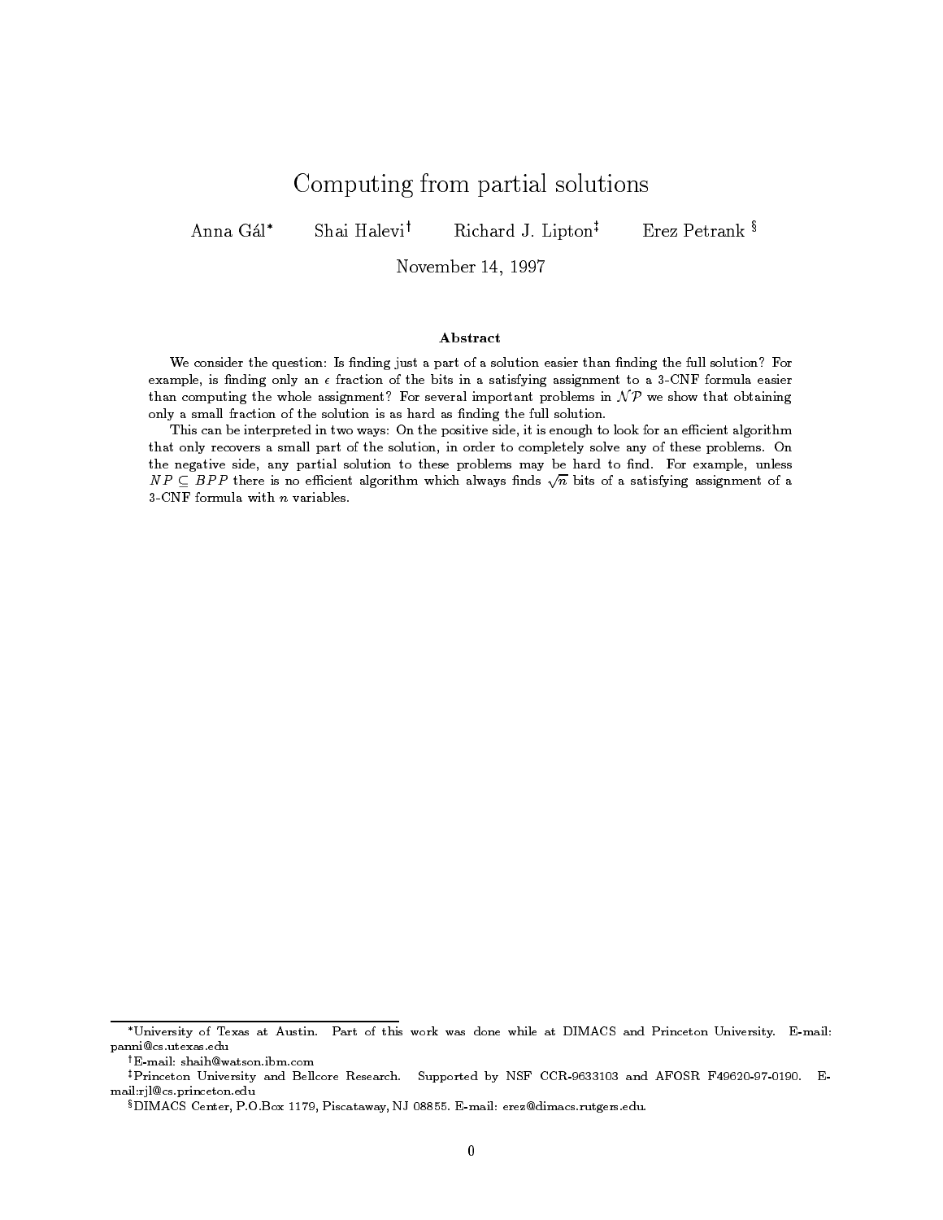# Computing from partial solutions

Anna Gál* Shai Halevi† Richard J. Lipton‡ Erez Petrank §

November 14, 1997

### Abstract

We consider the question: Is finding just a part of a solution easier than finding the full solution? For example, is finding only an $\epsilon$ fraction of the bits in a satisfying assignment to a 3-CNF formula easier than computing the whole assignment? For several important problems in $\mathcal{NP}$ we show that obtaining only a small fraction of the solution is as hard as finding the full solution.

This can be interpreted in two ways: On the positive side, it is enough to look for an efficient algorithm that only recovers a small part of the solution, in order to completely solve any of these problems. On the negative side, any partial solution to these problems may be hard to find. For example, unless $NP \subseteq BPP$ there is no efficient algorithm which always finds $\sqrt{n}$ bits of a satisfying assignment of a 3-CNF formula with $n$ variables.

---

*University of Texas at Austin. Part of this work was done while at DIMACS and Princeton University. E-mail: panni@cs.utexas.edu

†E-mail: shaih@watson.ibm.com

‡Princeton University and Bellcore Research. Supported by NSF CCR-9633103 and AFOSR F49620-97-0190. E-mail:rjl@cs.princeton.edu

§DIMACS Center, P.O.Box 1179, Piscataway, NJ 08855. E-mail: erez@dimacs.rutgers.edu.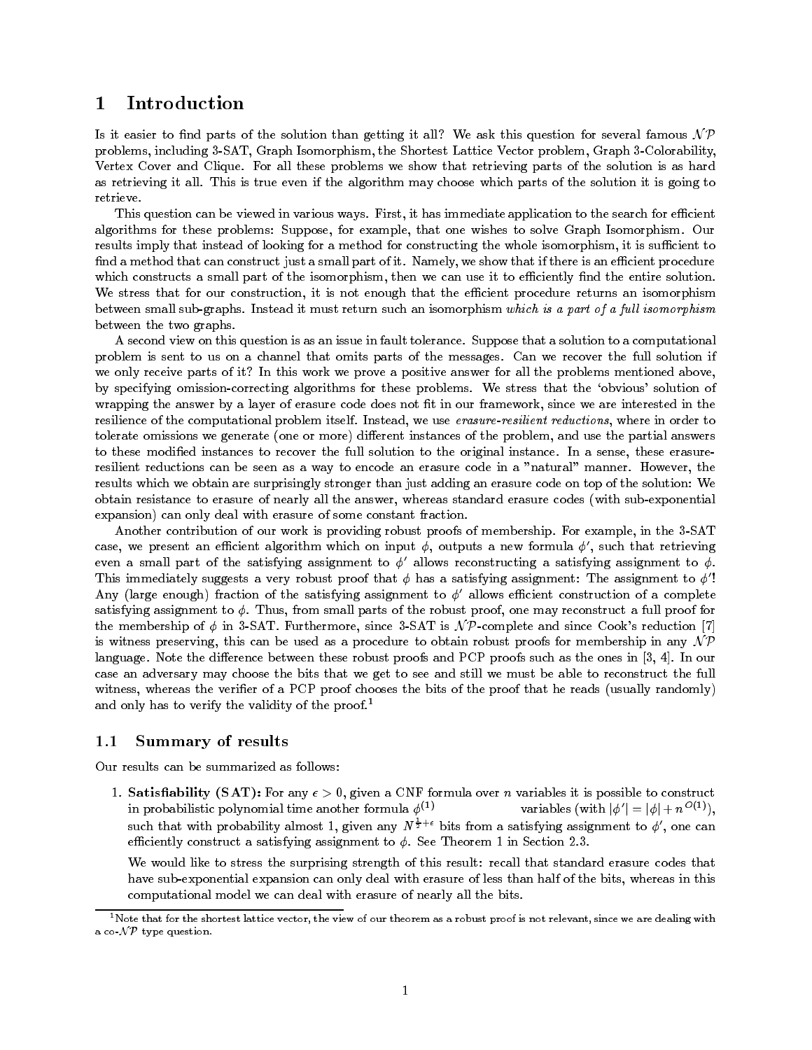# 1 Introduction

Is it easier to find parts of the solution than getting it all? We ask this question for several famous $\mathcal{NP}$ problems, including 3-SAT, Graph Isomorphism, the Shortest Lattice Vector problem, Graph 3-Colorability, Vertex Cover and Clique. For all these problems we show that retrieving parts of the solution is as hard as retrieving it all. This is true even if the algorithm may choose which parts of the solution it is going to retrieve.

This question can be viewed in various ways. First, it has immediate application to the search for efficient algorithms for these problems: Suppose, for example, that one wishes to solve Graph Isomorphism. Our results imply that instead of looking for a method for constructing the whole isomorphism, it is sufficient to find a method that can construct just a small part of it. Namely, we show that if there is an efficient procedure which constructs a small part of the isomorphism, then we can use it to efficiently find the entire solution. We stress that for our construction, it is not enough that the efficient procedure returns an isomorphism between small sub-graphs. Instead it must return such an isomorphism *which is a part of a full isomorphism* between the two graphs.

A second view on this question is as an issue in fault tolerance. Suppose that a solution to a computational problem is sent to us on a channel that omits parts of the messages. Can we recover the full solution if we only receive parts of it? In this work we prove a positive answer for all the problems mentioned above, by specifying omission-correcting algorithms for these problems. We stress that the 'obvious' solution of wrapping the answer by a layer of erasure code does not fit in our framework, since we are interested in the resilience of the computational problem itself. Instead, we use *erasure-resilient reductions*, where in order to tolerate omissions we generate (one or more) different instances of the problem, and use the partial answers to these modified instances to recover the full solution to the original instance. In a sense, these erasure-resilient reductions can be seen as a way to encode an erasure code in a "natural" manner. However, the results which we obtain are surprisingly stronger than just adding an erasure code on top of the solution: We obtain resistance to erasure of nearly all the answer, whereas standard erasure codes (with sub-exponential expansion) can only deal with erasure of some constant fraction.

Another contribution of our work is providing robust proofs of membership. For example, in the 3-SAT case, we present an efficient algorithm which on input $\phi$, outputs a new formula $\phi'$, such that retrieving even a small part of the satisfying assignment to $\phi'$ allows reconstructing a satisfying assignment to $\phi$. This immediately suggests a very robust proof that $\phi$ has a satisfying assignment: The assignment to $\phi'$! Any (large enough) fraction of the satisfying assignment to $\phi'$ allows efficient construction of a complete satisfying assignment to $\phi$. Thus, from small parts of the robust proof, one may reconstruct a full proof for the membership of $\phi$ in 3-SAT. Furthermore, since 3-SAT is $\mathcal{NP}$-complete and since Cook's reduction [7] is witness preserving, this can be used as a procedure to obtain robust proofs for membership in any $\mathcal{NP}$ language. Note the difference between these robust proofs and PCP proofs such as the ones in [3, 4]. In our case an adversary may choose the bits that we get to see and still we must be able to reconstruct the full witness, whereas the verifier of a PCP proof chooses the bits of the proof that he reads (usually randomly) and only has to verify the validity of the proof.[1]

## 1.1 Summary of results

Our results can be summarized as follows:

1. **Satisfiability (SAT):** For any $\epsilon > 0$, given a CNF formula over $n$ variables it is possible to construct in probabilistic polynomial time another formula $\phi^{(1)}$ variables (with $|\phi'| = |\phi| + n^{O(1)}$), such that with probability almost 1, given any $N^{\frac{1}{2}+\epsilon}$ bits from a satisfying assignment to $\phi'$, one can efficiently construct a satisfying assignment to $\phi$. See Theorem 1 in Section 2.3.

   We would like to stress the surprising strength of this result: recall that standard erasure codes that have sub-exponential expansion can only deal with erasure of less than half of the bits, whereas in this computational model we can deal with erasure of nearly all the bits.

[1] Note that for the shortest lattice vector, the view of our theorem as a robust proof is not relevant, since we are dealing with a co-$\mathcal{NP}$ type question.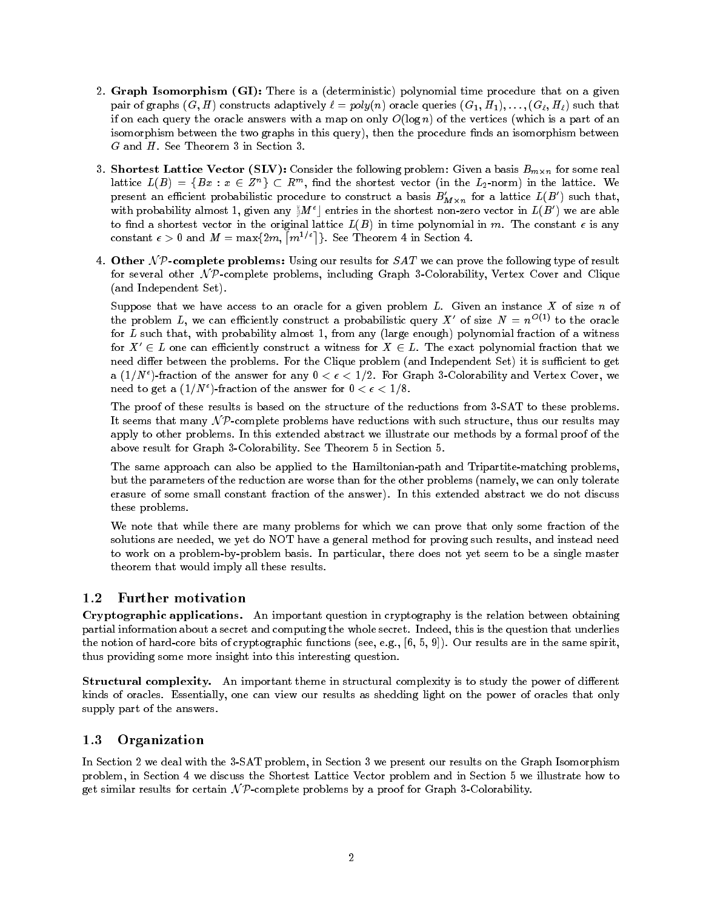2. **Graph Isomorphism (GI):** There is a (deterministic) polynomial time procedure that on a given pair of graphs $(G, H)$ constructs adaptively $\ell = poly(n)$ oracle queries $(G_1, H_1), \ldots, (G_\ell, H_\ell)$ such that if on each query the oracle answers with a map on only $O(\log n)$ of the vertices (which is a part of an isomorphism between the two graphs in this query), then the procedure finds an isomorphism between $G$ and $H$. See Theorem 3 in Section 3.

3. **Shortest Lattice Vector (SLV):** Consider the following problem: Given a basis $B_{m \times n}$ for some real lattice $L(B) = \{Bx : x \in Z^n\} \subset R^m$, find the shortest vector (in the $L_2$-norm) in the lattice. We present an efficient probabilistic procedure to construct a basis $B'_{M \times n}$ for a lattice $L(B')$ such that, with probability almost 1, given any $\lfloor M^\epsilon \rfloor$ entries in the shortest non-zero vector in $L(B')$ we are able to find a shortest vector in the original lattice $L(B)$ in time polynomial in $m$. The constant $\epsilon$ is any constant $\epsilon > 0$ and $M = \max\{2m, \lceil m^{1/\epsilon} \rceil\}$. See Theorem 4 in Section 4.

4. **Other $\mathcal{NP}$-complete problems:** Using our results for $SAT$ we can prove the following type of result for several other $\mathcal{NP}$-complete problems, including Graph 3-Colorability, Vertex Cover and Clique (and Independent Set).

   Suppose that we have access to an oracle for a given problem $L$. Given an instance $X$ of size $n$ of the problem $L$, we can efficiently construct a probabilistic query $X'$ of size $N = n^{O(1)}$ to the oracle for $L$ such that, with probability almost 1, from any (large enough) polynomial fraction of a witness for $X' \in L$ one can efficiently construct a witness for $X \in L$. The exact polynomial fraction that we need differ between the problems. For the Clique problem (and Independent Set) it is sufficient to get a $(1/N^\epsilon)$-fraction of the answer for any $0 < \epsilon < 1/2$. For Graph 3-Colorability and Vertex Cover, we need to get a $(1/N^\epsilon)$-fraction of the answer for $0 < \epsilon < 1/8$.

   The proof of these results is based on the structure of the reductions from 3-SAT to these problems. It seems that many $\mathcal{NP}$-complete problems have reductions with such structure, thus our results may apply to other problems. In this extended abstract we illustrate our methods by a formal proof of the above result for Graph 3-Colorability. See Theorem 5 in Section 5.

   The same approach can also be applied to the Hamiltonian-path and Tripartite-matching problems, but the parameters of the reduction are worse than for the other problems (namely, we can only tolerate erasure of some small constant fraction of the answer). In this extended abstract we do not discuss these problems.

   We note that while there are many problems for which we can prove that only some fraction of the solutions are needed, we yet do NOT have a general method for proving such results, and instead need to work on a problem-by-problem basis. In particular, there does not yet seem to be a single master theorem that would imply all these results.

## 1.2 Further motivation

**Cryptographic applications.** An important question in cryptography is the relation between obtaining partial information about a secret and computing the whole secret. Indeed, this is the question that underlies the notion of hard-core bits of cryptographic functions (see, e.g., [6, 5, 9]). Our results are in the same spirit, thus providing some more insight into this interesting question.

**Structural complexity.** An important theme in structural complexity is to study the power of different kinds of oracles. Essentially, one can view our results as shedding light on the power of oracles that only supply part of the answers.

## 1.3 Organization

In Section 2 we deal with the 3-SAT problem, in Section 3 we present our results on the Graph Isomorphism problem, in Section 4 we discuss the Shortest Lattice Vector problem and in Section 5 we illustrate how to get similar results for certain $\mathcal{NP}$-complete problems by a proof for Graph 3-Colorability.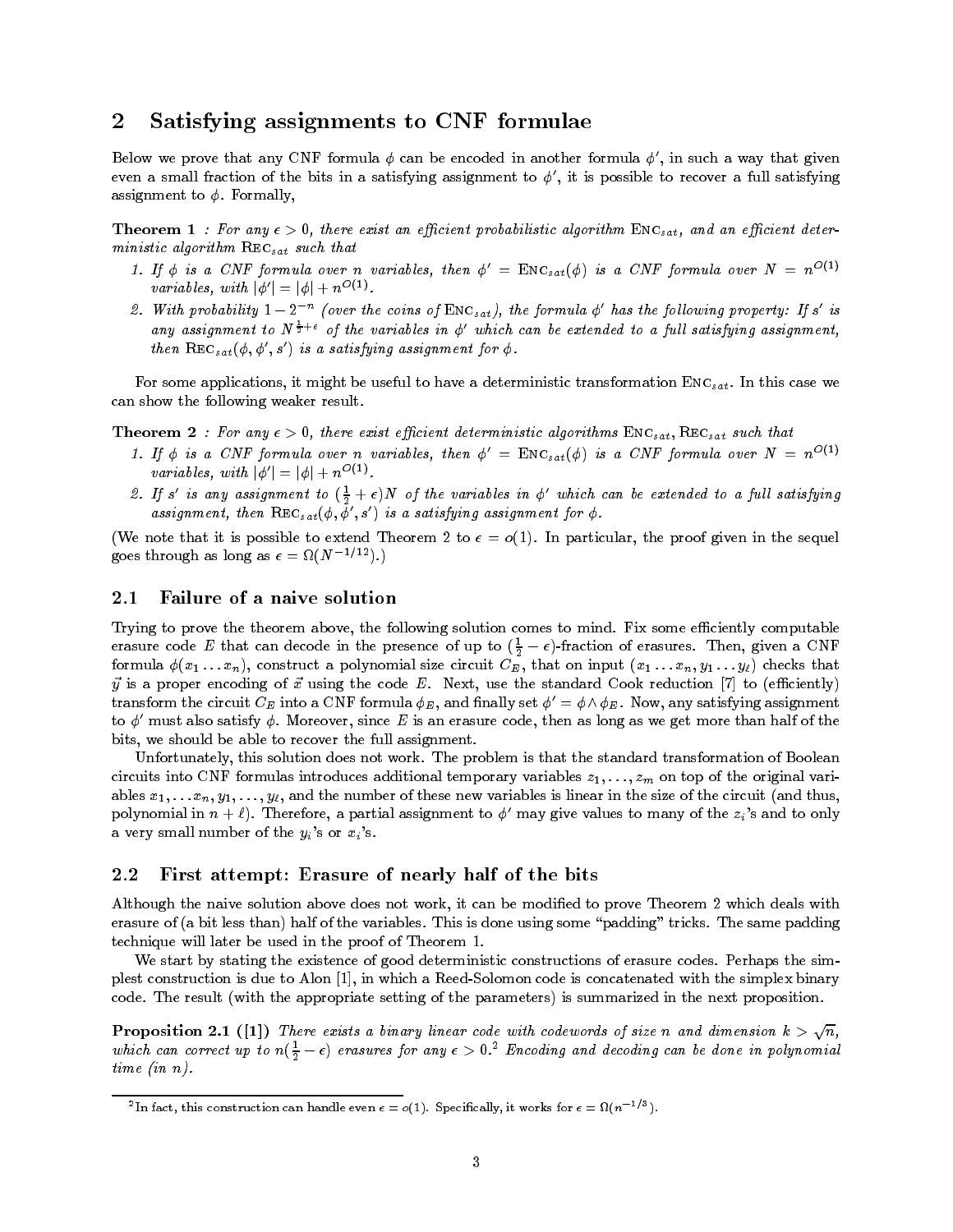## 2 Satisfying assignments to CNF formulae

Below we prove that any CNF formula $\phi$ can be encoded in another formula $\phi'$, in such a way that given even a small fraction of the bits in a satisfying assignment to $\phi'$, it is possible to recover a full satisfying assignment to $\phi$. Formally,

**Theorem 1** *: For any $\epsilon > 0$, there exist an efficient probabilistic algorithm $\text{Enc}_{sat}$, and an efficient deterministic algorithm $\text{Rec}_{sat}$ such that*

1. *If $\phi$ is a CNF formula over $n$ variables, then $\phi' = \text{Enc}_{sat}(\phi)$ is a CNF formula over $N = n^{O(1)}$ variables, with $|\phi'| = |\phi| + n^{O(1)}$.*
2. *With probability $1 - 2^{-n}$ (over the coins of $\text{Enc}_{sat}$), the formula $\phi'$ has the following property: If $s'$ is any assignment to $N^{\frac{1}{2}+\epsilon}$ of the variables in $\phi'$ which can be extended to a full satisfying assignment, then $\text{Rec}_{sat}(\phi, \phi', s')$ is a satisfying assignment for $\phi$.*

For some applications, it might be useful to have a deterministic transformation $\text{Enc}_{sat}$. In this case we can show the following weaker result.

**Theorem 2** *: For any $\epsilon > 0$, there exist efficient deterministic algorithms $\text{Enc}_{sat}$, $\text{Rec}_{sat}$ such that*

1. *If $\phi$ is a CNF formula over $n$ variables, then $\phi' = \text{Enc}_{sat}(\phi)$ is a CNF formula over $N = n^{O(1)}$ variables, with $|\phi'| = |\phi| + n^{O(1)}$.*
2. *If $s'$ is any assignment to $(\frac{1}{2} + \epsilon)N$ of the variables in $\phi'$ which can be extended to a full satisfying assignment, then $\text{Rec}_{sat}(\phi, \phi', s')$ is a satisfying assignment for $\phi$.*

(We note that it is possible to extend Theorem 2 to $\epsilon = o(1)$. In particular, the proof given in the sequel goes through as long as $\epsilon = \Omega(N^{-1/12})$.)

### 2.1 Failure of a naive solution

Trying to prove the theorem above, the following solution comes to mind. Fix some efficiently computable erasure code $E$ that can decode in the presence of up to $(\frac{1}{2} - \epsilon)$-fraction of erasures. Then, given a CNF formula $\phi(x_1 \ldots x_n)$, construct a polynomial size circuit $C_E$, that on input $(x_1 \ldots x_n, y_1 \ldots y_\ell)$ checks that $\vec{y}$ is a proper encoding of $\vec{x}$ using the code $E$. Next, use the standard Cook reduction [7] to (efficiently) transform the circuit $C_E$ into a CNF formula $\phi_E$, and finally set $\phi' = \phi \wedge \phi_E$. Now, any satisfying assignment to $\phi'$ must also satisfy $\phi$. Moreover, since $E$ is an erasure code, then as long as we get more than half of the bits, we should be able to recover the full assignment.

Unfortunately, this solution does not work. The problem is that the standard transformation of Boolean circuits into CNF formulas introduces additional temporary variables $z_1, \ldots, z_m$ on top of the original variables $x_1, \ldots x_n, y_1, \ldots, y_\ell$, and the number of these new variables is linear in the size of the circuit (and thus, polynomial in $n + \ell$). Therefore, a partial assignment to $\phi'$ may give values to many of the $z_i$'s and to only a very small number of the $y_i$'s or $x_i$'s.

### 2.2 First attempt: Erasure of nearly half of the bits

Although the naive solution above does not work, it can be modified to prove Theorem 2 which deals with erasure of (a bit less than) half of the variables. This is done using some "padding" tricks. The same padding technique will later be used in the proof of Theorem 1.

We start by stating the existence of good deterministic constructions of erasure codes. Perhaps the simplest construction is due to Alon [1], in which a Reed-Solomon code is concatenated with the simplex binary code. The result (with the appropriate setting of the parameters) is summarized in the next proposition.

**Proposition 2.1 ([1])** *There exists a binary linear code with codewords of size $n$ and dimension $k > \sqrt{n}$, which can correct up to $n(\frac{1}{2} - \epsilon)$ erasures for any $\epsilon > 0$.[2] Encoding and decoding can be done in polynomial time (in $n$).*

[2] In fact, this construction can handle even $\epsilon = o(1)$. Specifically, it works for $\epsilon = \Omega(n^{-1/3})$.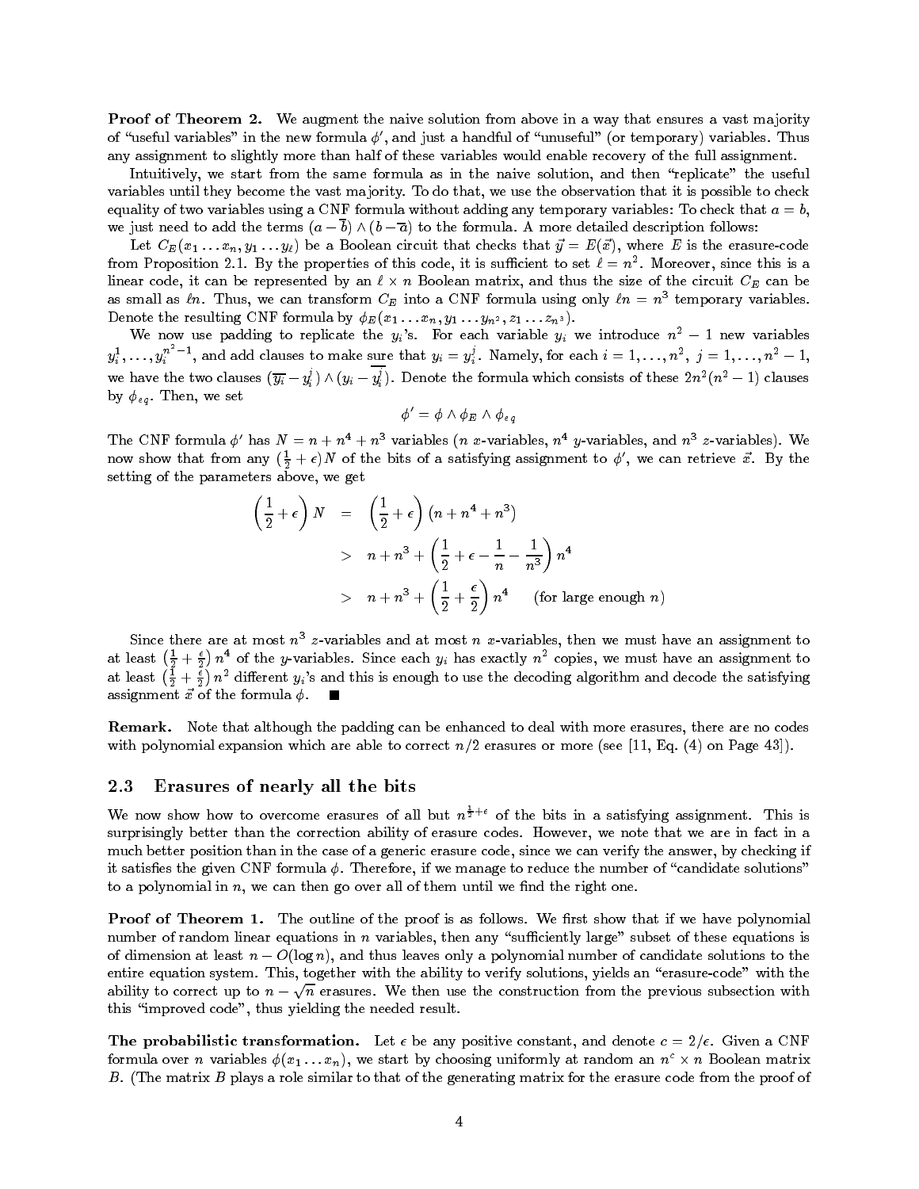**Proof of Theorem 2.** We augment the naive solution from above in a way that ensures a vast majority of "useful variables" in the new formula $\phi'$, and just a handful of "unuseful" (or temporary) variables. Thus any assignment to slightly more than half of these variables would enable recovery of the full assignment.

Intuitively, we start from the same formula as in the naive solution, and then "replicate" the useful variables until they become the vast majority. To do that, we use the observation that it is possible to check equality of two variables using a CNF formula without adding any temporary variables: To check that $a = b$, we just need to add the terms $(a - \overline{b}) \wedge (b - \overline{a})$ to the formula. A more detailed description follows:

Let $C_E(x_1 \ldots x_n, y_1 \ldots y_\ell)$ be a Boolean circuit that checks that $\vec{y} = E(\vec{x})$, where $E$ is the erasure-code from Proposition 2.1. By the properties of this code, it is sufficient to set $\ell = n^2$. Moreover, since this is a linear code, it can be represented by an $\ell \times n$ Boolean matrix, and thus the size of the circuit $C_E$ can be as small as $\ell n$. Thus, we can transform $C_E$ into a CNF formula using only $\ell n = n^3$ temporary variables. Denote the resulting CNF formula by $\phi_E(x_1 \ldots x_n, y_1 \ldots y_{n^2}, z_1 \ldots z_{n^3})$.

We now use padding to replicate the $y_i$'s. For each variable $y_i$ we introduce $n^2 - 1$ new variables $y_i^1, \ldots, y_i^{n^2-1}$, and add clauses to make sure that $y_i = y_i^j$. Namely, for each $i = 1, \ldots, n^2$, $j = 1, \ldots, n^2 - 1$, we have the two clauses $(\overline{y_i} - y_i^j) \wedge (y_i - \overline{y_i^j})$. Denote the formula which consists of these $2n^2(n^2-1)$ clauses by $\phi_{eq}$. Then, we set

$$\phi' = \phi \wedge \phi_E \wedge \phi_{eq}$$

The CNF formula $\phi'$ has $N = n + n^4 + n^3$ variables ($n$ $x$-variables, $n^4$ $y$-variables, and $n^3$ $z$-variables). We now show that from any $(\frac{1}{2} + \epsilon)N$ of the bits of a satisfying assignment to $\phi'$, we can retrieve $\vec{x}$. By the setting of the parameters above, we get

$$\begin{aligned}
\left(\frac{1}{2} + \epsilon\right) N &= \left(\frac{1}{2} + \epsilon\right)(n + n^4 + n^3) \\
&> n + n^3 + \left(\frac{1}{2} + \epsilon - \frac{1}{n} - \frac{1}{n^3}\right) n^4 \\
&> n + n^3 + \left(\frac{1}{2} + \frac{\epsilon}{2}\right) n^4 \qquad \text{(for large enough } n\text{)}
\end{aligned}$$

Since there are at most $n^3$ $z$-variables and at most $n$ $x$-variables, then we must have an assignment to at least $\left(\frac{1}{2} + \frac{\epsilon}{2}\right) n^4$ of the $y$-variables. Since each $y_i$ has exactly $n^2$ copies, we must have an assignment to at least $\left(\frac{1}{2} + \frac{\epsilon}{2}\right) n^2$ different $y_i$'s and this is enough to use the decoding algorithm and decode the satisfying assignment $\vec{x}$ of the formula $\phi$. ■

**Remark.** Note that although the padding can be enhanced to deal with more erasures, there are no codes with polynomial expansion which are able to correct $n/2$ erasures or more (see [11, Eq. (4) on Page 43]).

## 2.3 Erasures of nearly all the bits

We now show how to overcome erasures of all but $n^{\frac{1}{2}+\epsilon}$ of the bits in a satisfying assignment. This is surprisingly better than the correction ability of erasure codes. However, we note that we are in fact in a much better position than in the case of a generic erasure code, since we can verify the answer, by checking if it satisfies the given CNF formula $\phi$. Therefore, if we manage to reduce the number of "candidate solutions" to a polynomial in $n$, we can then go over all of them until we find the right one.

**Proof of Theorem 1.** The outline of the proof is as follows. We first show that if we have polynomial number of random linear equations in $n$ variables, then any "sufficiently large" subset of these equations is of dimension at least $n - O(\log n)$, and thus leaves only a polynomial number of candidate solutions to the entire equation system. This, together with the ability to verify solutions, yields an "erasure-code" with the ability to correct up to $n - \sqrt{n}$ erasures. We then use the construction from the previous subsection with this "improved code", thus yielding the needed result.

**The probabilistic transformation.** Let $\epsilon$ be any positive constant, and denote $c = 2/\epsilon$. Given a CNF formula over $n$ variables $\phi(x_1 \ldots x_n)$, we start by choosing uniformly at random an $n^c \times n$ Boolean matrix $B$. (The matrix $B$ plays a role similar to that of the generating matrix for the erasure code from the proof of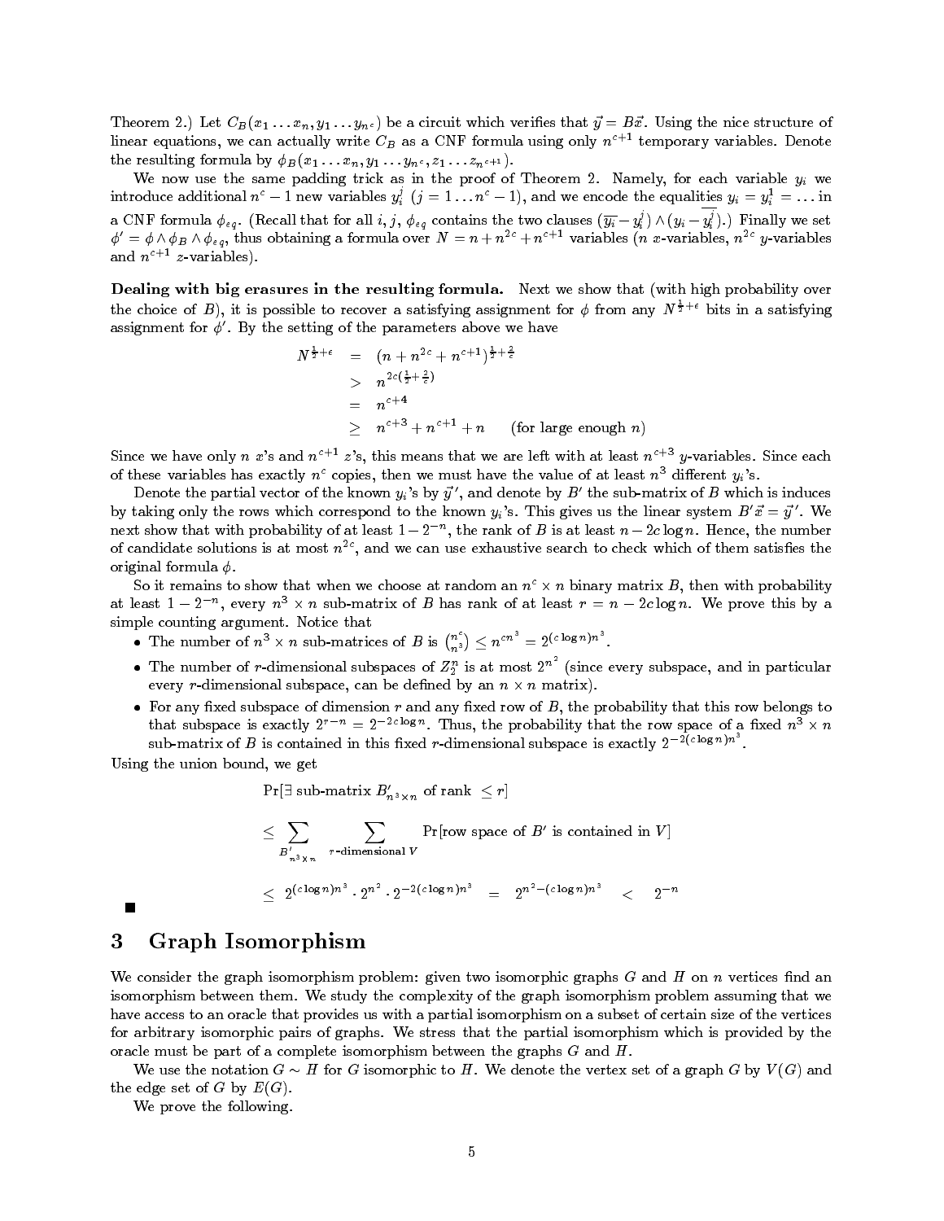Theorem 2.) Let $C_B(x_1 \ldots x_n, y_1 \ldots y_{n^c})$ be a circuit which verifies that $\vec{y} = B\vec{x}$. Using the nice structure of linear equations, we can actually write $C_B$ as a CNF formula using only $n^{c+1}$ temporary variables. Denote the resulting formula by $\phi_B(x_1 \ldots x_n, y_1 \ldots y_{n^c}, z_1 \ldots z_{n^{c+1}})$.

We now use the same padding trick as in the proof of Theorem 2. Namely, for each variable $y_i$ we introduce additional $n^c - 1$ new variables $y_i^j$ $(j = 1 \ldots n^c - 1)$, and we encode the equalities $y_i = y_i^1 = \ldots$ in a CNF formula $\phi_{eq}$. (Recall that for all $i, j$, $\phi_{eq}$ contains the two clauses $(\overline{y_i} - y_i^j) \wedge (y_i - \overline{y_i^j})$.) Finally we set $\phi' = \phi \wedge \phi_B \wedge \phi_{eq}$, thus obtaining a formula over $N = n + n^{2c} + n^{c+1}$ variables ($n$ $x$-variables, $n^{2c}$ $y$-variables and $n^{c+1}$ $z$-variables).

**Dealing with big erasures in the resulting formula.** Next we show that (with high probability over the choice of $B$), it is possible to recover a satisfying assignment for $\phi$ from any $N^{\frac{1}{2}+\epsilon}$ bits in a satisfying assignment for $\phi'$. By the setting of the parameters above we have

$$
\begin{aligned}
N^{\frac{1}{2}+\epsilon} &= (n + n^{2c} + n^{c+1})^{\frac{1}{2}+\frac{2}{c}} \\
&> n^{2c(\frac{1}{2}+\frac{2}{c})} \\
&= n^{c+4} \\
&\geq n^{c+3} + n^{c+1} + n \qquad \text{(for large enough } n\text{)}
\end{aligned}
$$

Since we have only $n$ $x$'s and $n^{c+1}$ $z$'s, this means that we are left with at least $n^{c+3}$ $y$-variables. Since each of these variables has exactly $n^c$ copies, then we must have the value of at least $n^3$ different $y_i$'s.

Denote the partial vector of the known $y_i$'s by $\vec{y}\,'$, and denote by $B'$ the sub-matrix of $B$ which is induces by taking only the rows which correspond to the known $y_i$'s. This gives us the linear system $B'\vec{x} = \vec{y}\,'$. We next show that with probability of at least $1 - 2^{-n}$, the rank of $B$ is at least $n - 2c \log n$. Hence, the number of candidate solutions is at most $n^{2c}$, and we can use exhaustive search to check which of them satisfies the original formula $\phi$.

So it remains to show that when we choose at random an $n^c \times n$ binary matrix $B$, then with probability at least $1 - 2^{-n}$, every $n^3 \times n$ sub-matrix of $B$ has rank of at least $r = n - 2c \log n$. We prove this by a simple counting argument. Notice that

- The number of $n^3 \times n$ sub-matrices of $B$ is $\binom{n^c}{n^3} \leq n^{cn^3} = 2^{(c \log n)n^3}$.
- The number of $r$-dimensional subspaces of $Z_2^n$ is at most $2^{n^2}$ (since every subspace, and in particular every $r$-dimensional subspace, can be defined by an $n \times n$ matrix).
- For any fixed subspace of dimension $r$ and any fixed row of $B$, the probability that this row belongs to that subspace is exactly $2^{r-n} = 2^{-2c \log n}$. Thus, the probability that the row space of a fixed $n^3 \times n$ sub-matrix of $B$ is contained in this fixed $r$-dimensional subspace is exactly $2^{-2(c \log n)n^3}$.

Using the union bound, we get

$$
\begin{aligned}
&\Pr[\exists \text{ sub-matrix } B'_{n^3 \times n} \text{ of rank } \leq r] \\
&\leq \sum_{B'_{n^3 \times n}} \sum_{r\text{-dimensional } V} \Pr[\text{row space of } B' \text{ is contained in } V] \\
&\leq 2^{(c \log n)n^3} \cdot 2^{n^2} \cdot 2^{-2(c \log n)n^3} \;=\; 2^{n^2 - (c \log n)n^3} \;<\; 2^{-n}
\end{aligned}
$$

■

## 3 Graph Isomorphism

We consider the graph isomorphism problem: given two isomorphic graphs $G$ and $H$ on $n$ vertices find an isomorphism between them. We study the complexity of the graph isomorphism problem assuming that we have access to an oracle that provides us with a partial isomorphism on a subset of certain size of the vertices for arbitrary isomorphic pairs of graphs. We stress that the partial isomorphism which is provided by the oracle must be part of a complete isomorphism between the graphs $G$ and $H$.

We use the notation $G \sim H$ for $G$ isomorphic to $H$. We denote the vertex set of a graph $G$ by $V(G)$ and the edge set of $G$ by $E(G)$.

We prove the following.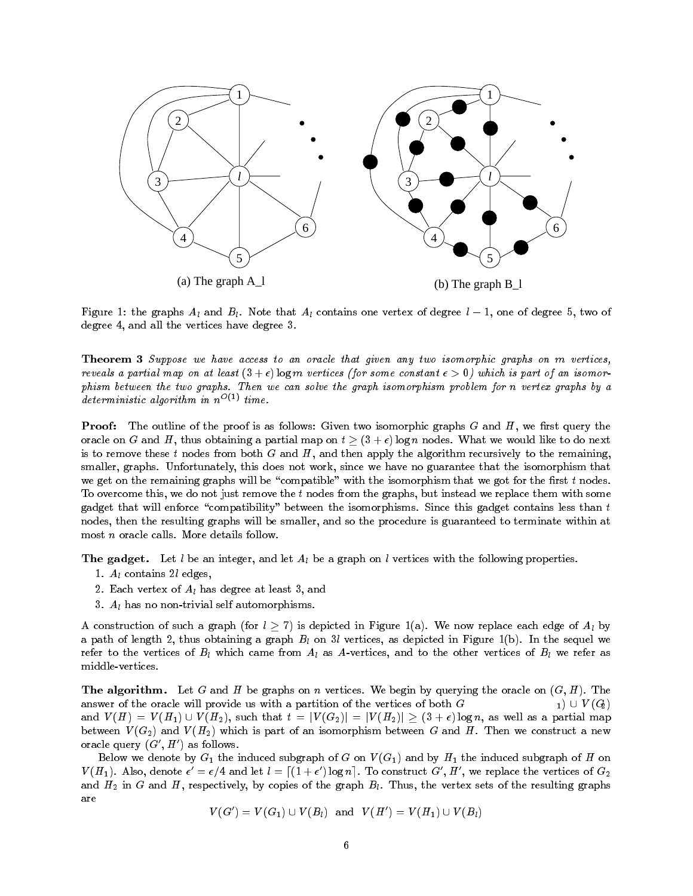(a) The graph A_l

(b) The graph B_l

Figure 1: the graphs $A_l$ and $B_l$. Note that $A_l$ contains one vertex of degree $l-1$, one of degree 5, two of degree 4, and all the vertices have degree 3.

**Theorem 3** *Suppose we have access to an oracle that given any two isomorphic graphs on $m$ vertices, reveals a partial map on at least $(3+\epsilon)\log m$ vertices (for some constant $\epsilon > 0$) which is part of an isomorphism between the two graphs. Then we can solve the graph isomorphism problem for $n$ vertex graphs by a deterministic algorithm in $n^{O(1)}$ time.*

**Proof:** The outline of the proof is as follows: Given two isomorphic graphs $G$ and $H$, we first query the oracle on $G$ and $H$, thus obtaining a partial map on $t \geq (3+\epsilon)\log n$ nodes. What we would like to do next is to remove these $t$ nodes from both $G$ and $H$, and then apply the algorithm recursively to the remaining, smaller, graphs. Unfortunately, this does not work, since we have no guarantee that the isomorphism that we get on the remaining graphs will be "compatible" with the isomorphism that we got for the first $t$ nodes. To overcome this, we do not just remove the $t$ nodes from the graphs, but instead we replace them with some gadget that will enforce "compatibility" between the isomorphisms. Since this gadget contains less than $t$ nodes, then the resulting graphs will be smaller, and so the procedure is guaranteed to terminate within at most $n$ oracle calls. More details follow.

**The gadget.** Let $l$ be an integer, and let $A_l$ be a graph on $l$ vertices with the following properties.

1. $A_l$ contains $2l$ edges,
2. Each vertex of $A_l$ has degree at least 3, and
3. $A_l$ has no non-trivial self automorphisms.

A construction of such a graph (for $l \geq 7$) is depicted in Figure 1(a). We now replace each edge of $A_l$ by a path of length 2, thus obtaining a graph $B_l$ on $3l$ vertices, as depicted in Figure 1(b). In the sequel we refer to the vertices of $B_l$ which came from $A_l$ as $A$-vertices, and to the other vertices of $B_l$ we refer as middle-vertices.

**The algorithm.** Let $G$ and $H$ be graphs on $n$ vertices. We begin by querying the oracle on $(G, H)$. The answer of the oracle will provide us with a partition of the vertices of both $G$ $= V(G_1) \cup V(G_2)$ and $V(H) = V(H_1) \cup V(H_2)$, such that $t = |V(G_2)| = |V(H_2)| \geq (3+\epsilon)\log n$, as well as a partial map between $V(G_2)$ and $V(H_2)$ which is part of an isomorphism between $G$ and $H$. Then we construct a new oracle query $(G', H')$ as follows.

Below we denote by $G_1$ the induced subgraph of $G$ on $V(G_1)$ and by $H_1$ the induced subgraph of $H$ on $V(H_1)$. Also, denote $\epsilon' = \epsilon/4$ and let $l = \lceil (1+\epsilon')\log n \rceil$. To construct $G', H'$, we replace the vertices of $G_2$ and $H_2$ in $G$ and $H$, respectively, by copies of the graph $B_l$. Thus, the vertex sets of the resulting graphs are

$$V(G') = V(G_1) \cup V(B_l) \quad \text{and} \quad V(H') = V(H_1) \cup V(B_l)$$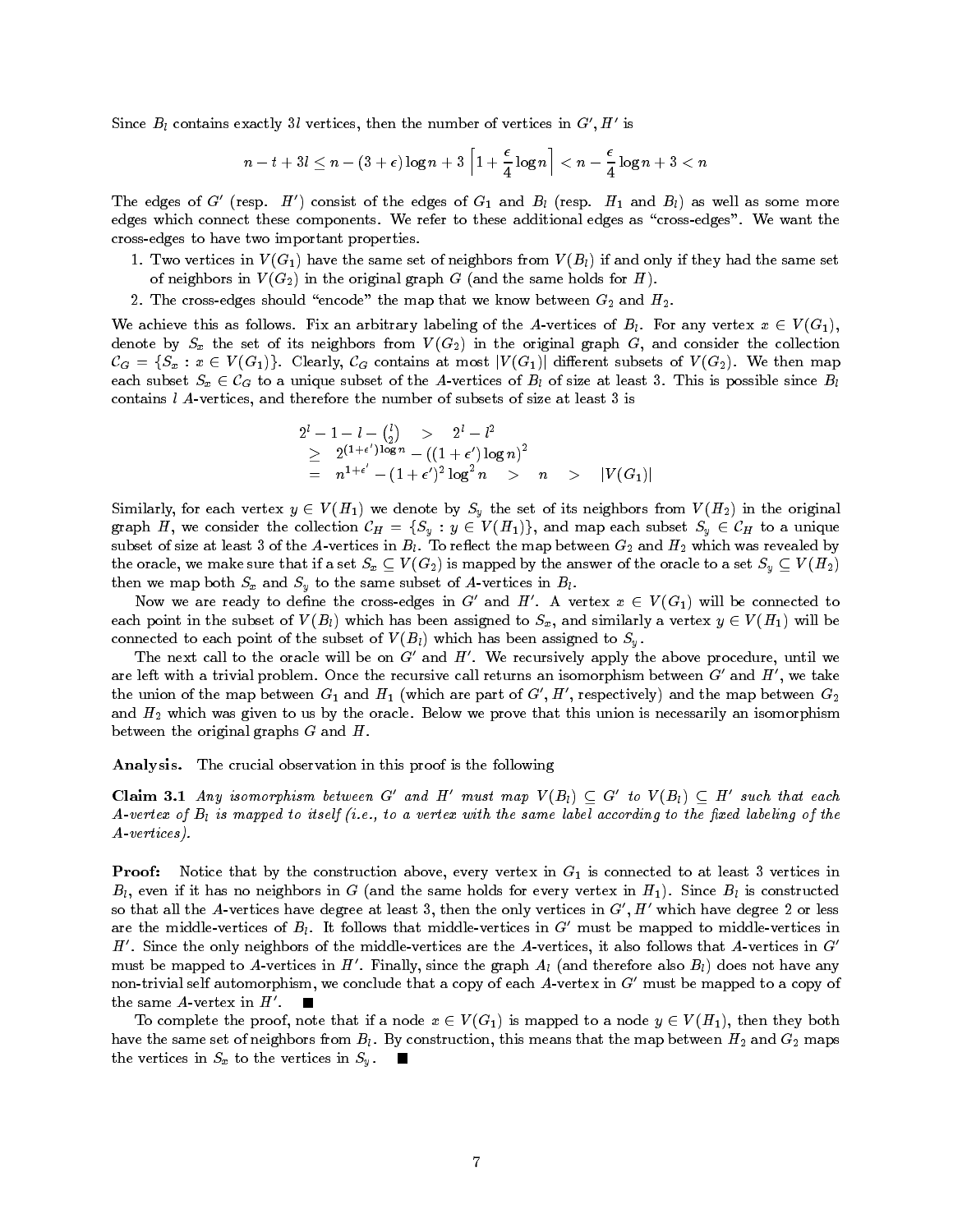Since $B_l$ contains exactly $3l$ vertices, then the number of vertices in $G', H'$ is

$$n - t + 3l \leq n - (3+\epsilon)\log n + 3\left\lceil 1 + \frac{\epsilon}{4}\log n \right\rceil < n - \frac{\epsilon}{4}\log n + 3 < n$$

The edges of $G'$ (resp. $H'$) consist of the edges of $G_1$ and $B_l$ (resp. $H_1$ and $B_l$) as well as some more edges which connect these components. We refer to these additional edges as "cross-edges". We want the cross-edges to have two important properties.

1. Two vertices in $V(G_1)$ have the same set of neighbors from $V(B_l)$ if and only if they had the same set of neighbors in $V(G_2)$ in the original graph $G$ (and the same holds for $H$).
2. The cross-edges should "encode" the map that we know between $G_2$ and $H_2$.

We achieve this as follows. Fix an arbitrary labeling of the $A$-vertices of $B_l$. For any vertex $x \in V(G_1)$, denote by $S_x$ the set of its neighbors from $V(G_2)$ in the original graph $G$, and consider the collection $\mathcal{C}_G = \{S_x : x \in V(G_1)\}$. Clearly, $\mathcal{C}_G$ contains at most $|V(G_1)|$ different subsets of $V(G_2)$. We then map each subset $S_x \in \mathcal{C}_G$ to a unique subset of the $A$-vertices of $B_l$ of size at least 3. This is possible since $B_l$ contains $l$ $A$-vertices, and therefore the number of subsets of size at least 3 is

$$\begin{aligned}
2^l - 1 - l - \binom{l}{2} \quad &> \quad 2^l - l^2 \\
&\geq \quad 2^{(1+\epsilon')\log n} - ((1+\epsilon')\log n)^2 \\
&= \quad n^{1+\epsilon'} - (1+\epsilon')^2 \log^2 n \quad > \quad n \quad > \quad |V(G_1)|
\end{aligned}$$

Similarly, for each vertex $y \in V(H_1)$ we denote by $S_y$ the set of its neighbors from $V(H_2)$ in the original graph $H$, we consider the collection $\mathcal{C}_H = \{S_y : y \in V(H_1)\}$, and map each subset $S_y \in \mathcal{C}_H$ to a unique subset of size at least 3 of the $A$-vertices in $B_l$. To reflect the map between $G_2$ and $H_2$ which was revealed by the oracle, we make sure that if a set $S_x \subseteq V(G_2)$ is mapped by the answer of the oracle to a set $S_y \subseteq V(H_2)$ then we map both $S_x$ and $S_y$ to the same subset of $A$-vertices in $B_l$.

Now we are ready to define the cross-edges in $G'$ and $H'$. A vertex $x \in V(G_1)$ will be connected to each point in the subset of $V(B_l)$ which has been assigned to $S_x$, and similarly a vertex $y \in V(H_1)$ will be connected to each point of the subset of $V(B_l)$ which has been assigned to $S_y$.

The next call to the oracle will be on $G'$ and $H'$. We recursively apply the above procedure, until we are left with a trivial problem. Once the recursive call returns an isomorphism between $G'$ and $H'$, we take the union of the map between $G_1$ and $H_1$ (which are part of $G', H'$, respectively) and the map between $G_2$ and $H_2$ which was given to us by the oracle. Below we prove that this union is necessarily an isomorphism between the original graphs $G$ and $H$.

**Analysis.** The crucial observation in this proof is the following

**Claim 3.1** *Any isomorphism between $G'$ and $H'$ must map $V(B_l) \subseteq G'$ to $V(B_l) \subseteq H'$ such that each $A$-vertex of $B_l$ is mapped to itself (i.e., to a vertex with the same label according to the fixed labeling of the $A$-vertices).*

**Proof:** Notice that by the construction above, every vertex in $G_1$ is connected to at least 3 vertices in $B_l$, even if it has no neighbors in $G$ (and the same holds for every vertex in $H_1$). Since $B_l$ is constructed so that all the $A$-vertices have degree at least 3, then the only vertices in $G', H'$ which have degree 2 or less are the middle-vertices of $B_l$. It follows that middle-vertices in $G'$ must be mapped to middle-vertices in $H'$. Since the only neighbors of the middle-vertices are the $A$-vertices, it also follows that $A$-vertices in $G'$ must be mapped to $A$-vertices in $H'$. Finally, since the graph $A_l$ (and therefore also $B_l$) does not have any non-trivial self automorphism, we conclude that a copy of each $A$-vertex in $G'$ must be mapped to a copy of the same $A$-vertex in $H'$. ∎

To complete the proof, note that if a node $x \in V(G_1)$ is mapped to a node $y \in V(H_1)$, then they both have the same set of neighbors from $B_l$. By construction, this means that the map between $H_2$ and $G_2$ maps the vertices in $S_x$ to the vertices in $S_y$. ∎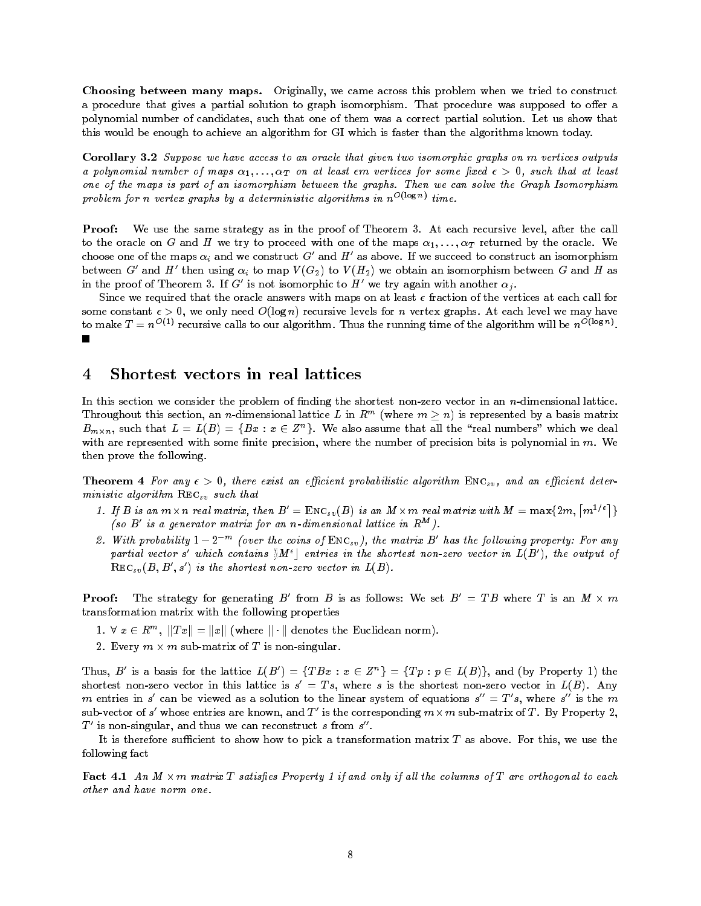**Choosing between many maps.** Originally, we came across this problem when we tried to construct a procedure that gives a partial solution to graph isomorphism. That procedure was supposed to offer a polynomial number of candidates, such that one of them was a correct partial solution. Let us show that this would be enough to achieve an algorithm for GI which is faster than the algorithms known today.

**Corollary 3.2** *Suppose we have access to an oracle that given two isomorphic graphs on $m$ vertices outputs a polynomial number of maps $\alpha_1, \ldots, \alpha_T$ on at least $\epsilon m$ vertices for some fixed $\epsilon > 0$, such that at least one of the maps is part of an isomorphism between the graphs. Then we can solve the Graph Isomorphism problem for $n$ vertex graphs by a deterministic algorithms in $n^{O(\log n)}$ time.*

**Proof:** We use the same strategy as in the proof of Theorem 3. At each recursive level, after the call to the oracle on $G$ and $H$ we try to proceed with one of the maps $\alpha_1, \ldots, \alpha_T$ returned by the oracle. We choose one of the maps $\alpha_i$ and we construct $G'$ and $H'$ as above. If we succeed to construct an isomorphism between $G'$ and $H'$ then using $\alpha_i$ to map $V(G_2)$ to $V(H_2)$ we obtain an isomorphism between $G$ and $H$ as in the proof of Theorem 3. If $G'$ is not isomorphic to $H'$ we try again with another $\alpha_j$.

Since we required that the oracle answers with maps on at least $\epsilon$ fraction of the vertices at each call for some constant $\epsilon > 0$, we only need $O(\log n)$ recursive levels for $n$ vertex graphs. At each level we may have to make $T = n^{O(1)}$ recursive calls to our algorithm. Thus the running time of the algorithm will be $n^{O(\log n)}$. ■

# 4 Shortest vectors in real lattices

In this section we consider the problem of finding the shortest non-zero vector in an $n$-dimensional lattice. Throughout this section, an $n$-dimensional lattice $L$ in $R^m$ (where $m \geq n$) is represented by a basis matrix $B_{m \times n}$, such that $L = L(B) = \{Bx : x \in Z^n\}$. We also assume that all the "real numbers" which we deal with are represented with some finite precision, where the number of precision bits is polynomial in $m$. We then prove the following.

**Theorem 4** *For any $\epsilon > 0$, there exist an efficient probabilistic algorithm $\textsc{Enc}_{sv}$, and an efficient deterministic algorithm $\textsc{Rec}_{sv}$ such that*

1. *If $B$ is an $m \times n$ real matrix, then $B' = \textsc{Enc}_{sv}(B)$ is an $M \times m$ real matrix with $M = \max\{2m, \lceil m^{1/\epsilon} \rceil\}$ (so $B'$ is a generator matrix for an $n$-dimensional lattice in $R^M$).*
2. *With probability $1 - 2^{-m}$ (over the coins of $\textsc{Enc}_{sv}$), the matrix $B'$ has the following property: For any partial vector $s'$ which contains $\lfloor M^\epsilon \rfloor$ entries in the shortest non-zero vector in $L(B')$, the output of $\textsc{Rec}_{sv}(B, B', s')$ is the shortest non-zero vector in $L(B)$.*

**Proof:** The strategy for generating $B'$ from $B$ is as follows: We set $B' = TB$ where $T$ is an $M \times m$ transformation matrix with the following properties

1. $\forall\, x \in R^m$, $\|Tx\| = \|x\|$ (where $\|\cdot\|$ denotes the Euclidean norm).
2. Every $m \times m$ sub-matrix of $T$ is non-singular.

Thus, $B'$ is a basis for the lattice $L(B') = \{TBx : x \in Z^n\} = \{Tp : p \in L(B)\}$, and (by Property 1) the shortest non-zero vector in this lattice is $s' = Ts$, where $s$ is the shortest non-zero vector in $L(B)$. Any $m$ entries in $s'$ can be viewed as a solution to the linear system of equations $s'' = T's$, where $s''$ is the $m$ sub-vector of $s'$ whose entries are known, and $T'$ is the corresponding $m \times m$ sub-matrix of $T$. By Property 2, $T'$ is non-singular, and thus we can reconstruct $s$ from $s''$.

It is therefore sufficient to show how to pick a transformation matrix $T$ as above. For this, we use the following fact

**Fact 4.1** *An $M \times m$ matrix $T$ satisfies Property 1 if and only if all the columns of $T$ are orthogonal to each other and have norm one.*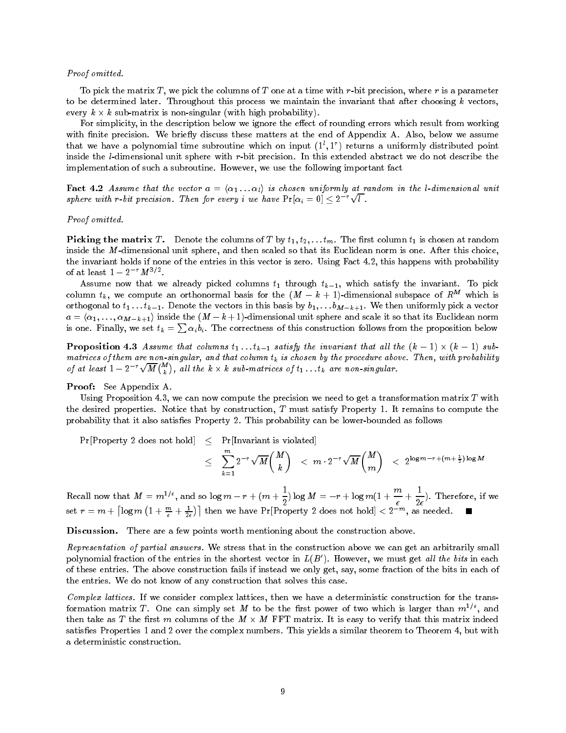*Proof omitted.*

To pick the matrix $T$, we pick the columns of $T$ one at a time with $r$-bit precision, where $r$ is a parameter to be determined later. Throughout this process we maintain the invariant that after choosing $k$ vectors, every $k \times k$ sub-matrix is non-singular (with high probability).

For simplicity, in the description below we ignore the effect of rounding errors which result from working with finite precision. We briefly discuss these matters at the end of Appendix A. Also, below we assume that we have a polynomial time subroutine which on input $(1^l, 1^r)$ returns a uniformly distributed point inside the $l$-dimensional unit sphere with $r$-bit precision. In this extended abstract we do not describe the implementation of such a subroutine. However, we use the following important fact

**Fact 4.2** *Assume that the vector $a = \langle \alpha_1 \ldots \alpha_l \rangle$ is chosen uniformly at random in the $l$-dimensional unit sphere with $r$-bit precision. Then for every $i$ we have $\Pr[\alpha_i = 0] \le 2^{-r}\sqrt{l}$.*

*Proof omitted.*

**Picking the matrix $T$.** Denote the columns of $T$ by $t_1, t_2, \ldots t_m$. The first column $t_1$ is chosen at random inside the $M$-dimensional unit sphere, and then scaled so that its Euclidean norm is one. After this choice, the invariant holds if none of the entries in this vector is zero. Using Fact 4.2, this happens with probability of at least $1 - 2^{-r}M^{3/2}$.

Assume now that we already picked columns $t_1$ through $t_{k-1}$, which satisfy the invariant. To pick column $t_k$, we compute an orthonormal basis for the $(M-k+1)$-dimensional subspace of $R^M$ which is orthogonal to $t_1 \ldots t_{k-1}$. Denote the vectors in this basis by $b_1, \ldots b_{M-k+1}$. We then uniformly pick a vector $a = \langle \alpha_1, \ldots, \alpha_{M-k+1} \rangle$ inside the $(M-k+1)$-dimensional unit sphere and scale it so that its Euclidean norm is one. Finally, we set $t_k = \sum \alpha_i b_i$. The correctness of this construction follows from the proposition below

**Proposition 4.3** *Assume that columns $t_1 \ldots t_{k-1}$ satisfy the invariant that all the $(k-1) \times (k-1)$ sub-matrices of them are non-singular, and that column $t_k$ is chosen by the procedure above. Then, with probability of at least $1 - 2^{-r}\sqrt{M}\binom{M}{k}$, all the $k \times k$ sub-matrices of $t_1 \ldots t_k$ are non-singular.*

**Proof:** See Appendix A.

Using Proposition 4.3, we can now compute the precision we need to get a transformation matrix $T$ with the desired properties. Notice that by construction, $T$ must satisfy Property 1. It remains to compute the probability that it also satisfies Property 2. This probability can be lower-bounded as follows

$$\begin{aligned}
\Pr[\text{Property 2 does not hold}] &\le \Pr[\text{Invariant is violated}] \\
&\le \sum_{k=1}^{m} 2^{-r}\sqrt{M}\binom{M}{k} \;<\; m \cdot 2^{-r}\sqrt{M}\binom{M}{m} \;<\; 2^{\log m - r + (m+\frac{1}{2})\log M}
\end{aligned}$$

Recall now that $M = m^{1/\epsilon}$, and so $\log m - r + (m + \frac{1}{2})\log M = -r + \log m(1 + \frac{m}{\epsilon} + \frac{1}{2\epsilon})$. Therefore, if we set $r = m + \left\lceil \log m \left(1 + \frac{m}{\epsilon} + \frac{1}{2\epsilon}\right) \right\rceil$ then we have $\Pr[\text{Property 2 does not hold}] < 2^{-m}$, as needed. ∎

**Discussion.** There are a few points worth mentioning about the construction above.

*Representation of partial answers.* We stress that in the construction above we can get an arbitrarily small polynomial fraction of the entries in the shortest vector in $L(B')$. However, we must get *all the bits* in each of these entries. The above construction fails if instead we only get, say, some fraction of the bits in each of the entries. We do not know of any construction that solves this case.

*Complex lattices.* If we consider complex lattices, then we have a deterministic construction for the transformation matrix $T$. One can simply set $M$ to be the first power of two which is larger than $m^{1/\epsilon}$, and then take as $T$ the first $m$ columns of the $M \times M$ FFT matrix. It is easy to verify that this matrix indeed satisfies Properties 1 and 2 over the complex numbers. This yields a similar theorem to Theorem 4, but with a deterministic construction.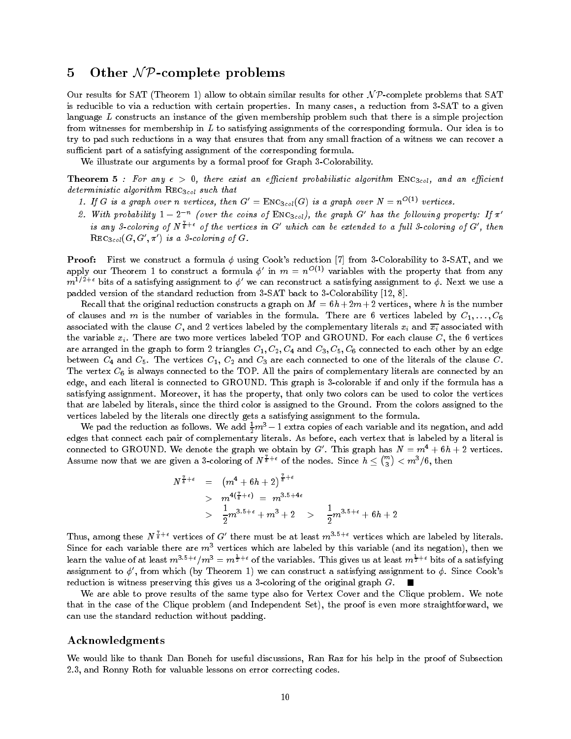## 5 Other $\mathcal{NP}$-complete problems

Our results for SAT (Theorem 1) allow to obtain similar results for other $\mathcal{NP}$-complete problems that SAT is reducible to via a reduction with certain properties. In many cases, a reduction from 3-SAT to a given language $L$ constructs an instance of the given membership problem such that there is a simple projection from witnesses for membership in $L$ to satisfying assignments of the corresponding formula. Our idea is to try to pad such reductions in a way that ensures that from any small fraction of a witness we can recover a sufficient part of a satisfying assignment of the corresponding formula.

We illustrate our arguments by a formal proof for Graph 3-Colorability.

**Theorem 5** *: For any $\epsilon > 0$, there exist an efficient probabilistic algorithm* $\text{Enc}_{3col}$*, and an efficient deterministic algorithm* $\text{Rec}_{3col}$ *such that*

1. *If $G$ is a graph over $n$ vertices, then $G' = \text{Enc}_{3col}(G)$ is a graph over $N = n^{O(1)}$ vertices.*
2. *With probability $1 - 2^{-n}$ (over the coins of $\text{Enc}_{3col}$), the graph $G'$ has the following property: If $\pi'$ is any 3-coloring of $N^{\frac{7}{8}+\epsilon}$ of the vertices in $G'$ which can be extended to a full 3-coloring of $G'$, then $\text{Rec}_{3col}(G, G', \pi')$ is a 3-coloring of $G$.*

**Proof:** First we construct a formula $\phi$ using Cook's reduction [7] from 3-Colorability to 3-SAT, and we apply our Theorem 1 to construct a formula $\phi'$ in $m = n^{O(1)}$ variables with the property that from any $m^{1/2+\epsilon}$ bits of a satisfying assignment to $\phi'$ we can reconstruct a satisfying assignment to $\phi$. Next we use a padded version of the standard reduction from 3-SAT back to 3-Colorability [12, 8].

Recall that the original reduction constructs a graph on $M = 6h + 2m + 2$ vertices, where $h$ is the number of clauses and $m$ is the number of variables in the formula. There are 6 vertices labeled by $C_1, \ldots, C_6$ associated with the clause $C$, and 2 vertices labeled by the complementary literals $x_i$ and $\overline{x_i}$ associated with the variable $x_i$. There are two more vertices labeled TOP and GROUND. For each clause $C$, the 6 vertices are arranged in the graph to form 2 triangles $C_1, C_2, C_4$ and $C_3, C_5, C_6$ connected to each other by an edge between $C_4$ and $C_5$. The vertices $C_1$, $C_2$ and $C_3$ are each connected to one of the literals of the clause $C$. The vertex $C_6$ is always connected to the TOP. All the pairs of complementary literals are connected by an edge, and each literal is connected to GROUND. This graph is 3-colorable if and only if the formula has a satisfying assignment. Moreover, it has the property, that only two colors can be used to color the vertices that are labeled by literals, since the third color is assigned to the Ground. From the colors assigned to the vertices labeled by the literals one directly gets a satisfying assignment to the formula.

We pad the reduction as follows. We add $\frac{1}{2}m^3 - 1$ extra copies of each variable and its negation, and add edges that connect each pair of complementary literals. As before, each vertex that is labeled by a literal is connected to GROUND. We denote the graph we obtain by $G'$. This graph has $N = m^4 + 6h + 2$ vertices. Assume now that we are given a 3-coloring of $N^{\frac{7}{8}+\epsilon}$ of the nodes. Since $h \le \binom{m}{3} < m^3/6$, then

$$
\begin{aligned}
N^{\frac{7}{8}+\epsilon} &= \left(m^4 + 6h + 2\right)^{\frac{7}{8}+\epsilon} \\
&> m^{4(\frac{7}{8}+\epsilon)} = m^{3.5+4\epsilon} \\
&> \frac{1}{2}m^{3.5+\epsilon} + m^3 + 2 \quad > \quad \frac{1}{2}m^{3.5+\epsilon} + 6h + 2
\end{aligned}
$$

Thus, among these $N^{\frac{7}{8}+\epsilon}$ vertices of $G'$ there must be at least $m^{3.5+\epsilon}$ vertices which are labeled by literals. Since for each variable there are $m^3$ vertices which are labeled by this variable (and its negation), then we learn the value of at least $m^{3.5+\epsilon}/m^3 = m^{\frac{1}{2}+\epsilon}$ of the variables. This gives us at least $m^{\frac{1}{2}+\epsilon}$ bits of a satisfying assignment to $\phi'$, from which (by Theorem 1) we can construct a satisfying assignment to $\phi$. Since Cook's reduction is witness preserving this gives us a 3-coloring of the original graph $G$. ■

We are able to prove results of the same type also for Vertex Cover and the Clique problem. We note that in the case of the Clique problem (and Independent Set), the proof is even more straightforward, we can use the standard reduction without padding.

## Acknowledgments

We would like to thank Dan Boneh for useful discussions, Ran Raz for his help in the proof of Subsection 2.3, and Ronny Roth for valuable lessons on error correcting codes.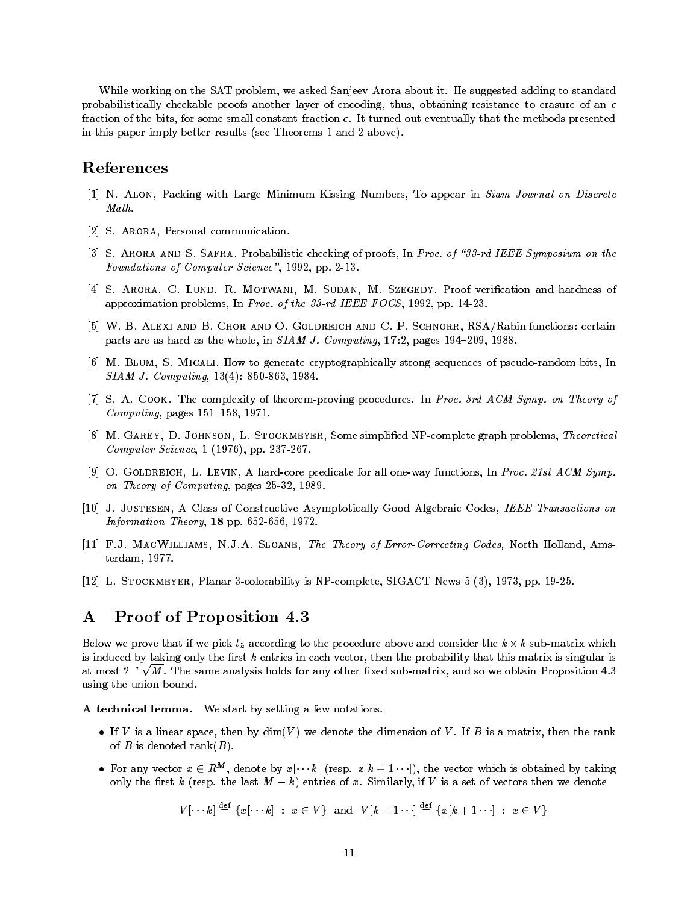While working on the SAT problem, we asked Sanjeev Arora about it. He suggested adding to standard probabilistically checkable proofs another layer of encoding, thus, obtaining resistance to erasure of an $\epsilon$ fraction of the bits, for some small constant fraction $\epsilon$. It turned out eventually that the methods presented in this paper imply better results (see Theorems 1 and 2 above).

## References

[1] N. Alon, Packing with Large Minimum Kissing Numbers, To appear in *Siam Journal on Discrete Math.*

[2] S. Arora, Personal communication.

[3] S. Arora and S. Safra, Probabilistic checking of proofs, In *Proc. of "33-rd IEEE Symposium on the Foundations of Computer Science"*, 1992, pp. 2-13.

[4] S. Arora, C. Lund, R. Motwani, M. Sudan, M. Szegedy, Proof verification and hardness of approximation problems, In *Proc. of the 33-rd IEEE FOCS*, 1992, pp. 14-23.

[5] W. B. Alexi and B. Chor and O. Goldreich and C. P. Schnorr, RSA/Rabin functions: certain parts are as hard as the whole, in *SIAM J. Computing*, **17**:2, pages 194–209, 1988.

[6] M. Blum, S. Micali, How to generate cryptographically strong sequences of pseudo-random bits, In *SIAM J. Computing*, 13(4): 850-863, 1984.

[7] S. A. Cook. The complexity of theorem-proving procedures. In *Proc. 3rd ACM Symp. on Theory of Computing*, pages 151–158, 1971.

[8] M. Garey, D. Johnson, L. Stockmeyer, Some simplified NP-complete graph problems, *Theoretical Computer Science*, 1 (1976), pp. 237-267.

[9] O. Goldreich, L. Levin, A hard-core predicate for all one-way functions, In *Proc. 21st ACM Symp. on Theory of Computing*, pages 25-32, 1989.

[10] J. Justesen, A Class of Constructive Asymptotically Good Algebraic Codes, *IEEE Transactions on Information Theory*, **18** pp. 652-656, 1972.

[11] F.J. MacWilliams, N.J.A. Sloane, *The Theory of Error-Correcting Codes,* North Holland, Amsterdam, 1977.

[12] L. Stockmeyer, Planar 3-colorability is NP-complete, SIGACT News 5 (3), 1973, pp. 19-25.

## A Proof of Proposition 4.3

Below we prove that if we pick $t_k$ according to the procedure above and consider the $k \times k$ sub-matrix which is induced by taking only the first $k$ entries in each vector, then the probability that this matrix is singular is at most $2^{-r}\sqrt{M}$. The same analysis holds for any other fixed sub-matrix, and so we obtain Proposition 4.3 using the union bound.

**A technical lemma.** We start by setting a few notations.

- If $V$ is a linear space, then by $\dim(V)$ we denote the dimension of $V$. If $B$ is a matrix, then the rank of $B$ is denoted $\text{rank}(B)$.
- For any vector $x \in R^M$, denote by $x[\cdots k]$ (resp. $x[k+1\cdots]$), the vector which is obtained by taking only the first $k$ (resp. the last $M-k$) entries of $x$. Similarly, if $V$ is a set of vectors then we denote

$$V[\cdots k] \stackrel{\text{def}}{=} \{x[\cdots k] \;:\; x \in V\} \;\text{ and }\; V[k+1\cdots] \stackrel{\text{def}}{=} \{x[k+1\cdots] \;:\; x \in V\}$$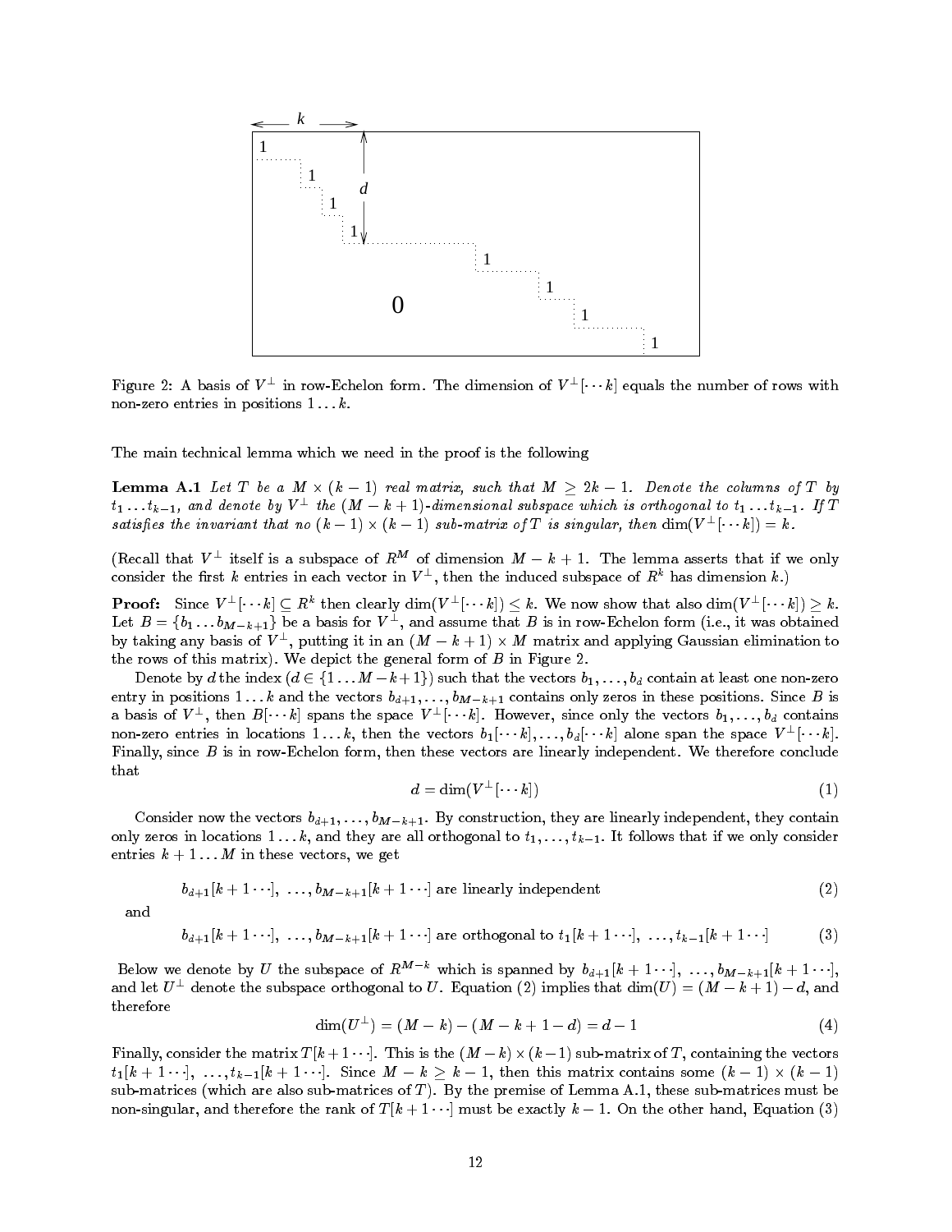Figure 2: A basis of $V^\perp$ in row-Echelon form. The dimension of $V^\perp[\cdots k]$ equals the number of rows with non-zero entries in positions $1 \ldots k$.

The main technical lemma which we need in the proof is the following

**Lemma A.1** *Let $T$ be a $M \times (k-1)$ real matrix, such that $M \geq 2k-1$. Denote the columns of $T$ by $t_1 \ldots t_{k-1}$, and denote by $V^\perp$ the $(M-k+1)$-dimensional subspace which is orthogonal to $t_1 \ldots t_{k-1}$. If $T$ satisfies the invariant that no $(k-1) \times (k-1)$ sub-matrix of $T$ is singular, then $\dim(V^\perp[\cdots k]) = k$.*

(Recall that $V^\perp$ itself is a subspace of $R^M$ of dimension $M-k+1$. The lemma asserts that if we only consider the first $k$ entries in each vector in $V^\perp$, then the induced subspace of $R^k$ has dimension $k$.)

**Proof:** Since $V^\perp[\cdots k] \subseteq R^k$ then clearly $\dim(V^\perp[\cdots k]) \leq k$. We now show that also $\dim(V^\perp[\cdots k]) \geq k$. Let $B = \{b_1 \ldots b_{M-k+1}\}$ be a basis for $V^\perp$, and assume that $B$ is in row-Echelon form (i.e., it was obtained by taking any basis of $V^\perp$, putting it in an $(M-k+1) \times M$ matrix and applying Gaussian elimination to the rows of this matrix). We depict the general form of $B$ in Figure 2.

Denote by $d$ the index ($d \in \{1 \ldots M-k+1\}$) such that the vectors $b_1, \ldots, b_d$ contain at least one non-zero entry in positions $1 \ldots k$ and the vectors $b_{d+1}, \ldots, b_{M-k+1}$ contains only zeros in these positions. Since $B$ is a basis of $V^\perp$, then $B[\cdots k]$ spans the space $V^\perp[\cdots k]$. However, since only the vectors $b_1, \ldots, b_d$ contains non-zero entries in locations $1 \ldots k$, then the vectors $b_1[\cdots k], \ldots, b_d[\cdots k]$ alone span the space $V^\perp[\cdots k]$. Finally, since $B$ is in row-Echelon form, then these vectors are linearly independent. We therefore conclude that

$$d = \dim(V^\perp[\cdots k]) \tag{1}$$

Consider now the vectors $b_{d+1}, \ldots, b_{M-k+1}$. By construction, they are linearly independent, they contain only zeros in locations $1 \ldots k$, and they are all orthogonal to $t_1, \ldots, t_{k-1}$. It follows that if we only consider entries $k+1 \ldots M$ in these vectors, we get

$$b_{d+1}[k+1 \cdots],\ \ldots, b_{M-k+1}[k+1 \cdots] \text{ are linearly independent} \tag{2}$$

and

$$b_{d+1}[k+1 \cdots],\ \ldots, b_{M-k+1}[k+1 \cdots] \text{ are orthogonal to } t_1[k+1 \cdots],\ \ldots, t_{k-1}[k+1 \cdots] \tag{3}$$

Below we denote by $U$ the subspace of $R^{M-k}$ which is spanned by $b_{d+1}[k+1 \cdots],\ \ldots, b_{M-k+1}[k+1 \cdots]$, and let $U^\perp$ denote the subspace orthogonal to $U$. Equation (2) implies that $\dim(U) = (M-k+1) - d$, and therefore

$$\dim(U^\perp) = (M-k) - (M-k+1-d) = d-1 \tag{4}$$

Finally, consider the matrix $T[k+1 \cdots]$. This is the $(M-k) \times (k-1)$ sub-matrix of $T$, containing the vectors $t_1[k+1 \cdots],\ \ldots, t_{k-1}[k+1 \cdots]$. Since $M-k \geq k-1$, then this matrix contains some $(k-1) \times (k-1)$ sub-matrices (which are also sub-matrices of $T$). By the premise of Lemma A.1, these sub-matrices must be non-singular, and therefore the rank of $T[k+1 \cdots]$ must be exactly $k-1$. On the other hand, Equation (3)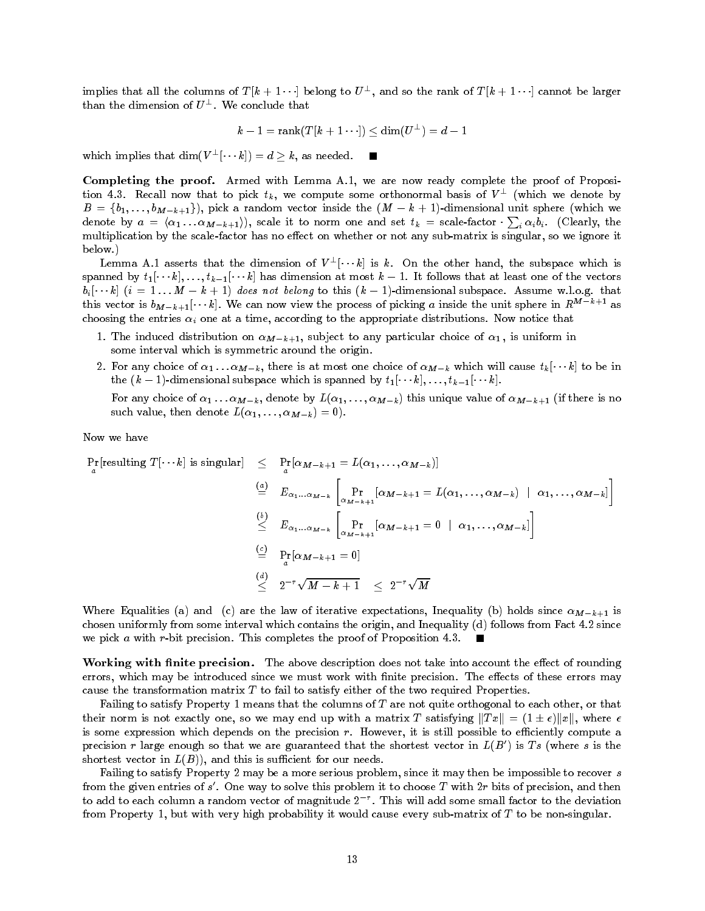implies that all the columns of $T[k+1\cdots]$ belong to $U^\perp$, and so the rank of $T[k+1\cdots]$ cannot be larger than the dimension of $U^\perp$. We conclude that

$$k - 1 = \text{rank}(T[k+1\cdots]) \leq \dim(U^\perp) = d - 1$$

which implies that $\dim(V^\perp[\cdots k]) = d \geq k$, as needed. ■

**Completing the proof.** Armed with Lemma A.1, we are now ready complete the proof of Proposition 4.3. Recall now that to pick $t_k$, we compute some orthonormal basis of $V^\perp$ (which we denote by $B = \{b_1, \ldots, b_{M-k+1}\}$), pick a random vector inside the $(M-k+1)$-dimensional unit sphere (which we denote by $a = \langle \alpha_1 \ldots \alpha_{M-k+1} \rangle$), scale it to norm one and set $t_k = \text{scale-factor} \cdot \sum_i \alpha_i b_i$. (Clearly, the multiplication by the scale-factor has no effect on whether or not any sub-matrix is singular, so we ignore it below.)

Lemma A.1 asserts that the dimension of $V^\perp[\cdots k]$ is $k$. On the other hand, the subspace which is spanned by $t_1[\cdots k], \ldots, t_{k-1}[\cdots k]$ has dimension at most $k-1$. It follows that at least one of the vectors $b_i[\cdots k]$ $(i = 1 \ldots M-k+1)$ *does not belong* to this $(k-1)$-dimensional subspace. Assume w.l.o.g. that this vector is $b_{M-k+1}[\cdots k]$. We can now view the process of picking $a$ inside the unit sphere in $R^{M-k+1}$ as choosing the entries $\alpha_i$ one at a time, according to the appropriate distributions. Now notice that

1. The induced distribution on $\alpha_{M-k+1}$, subject to any particular choice of $\alpha_1$, is uniform in some interval which is symmetric around the origin.
2. For any choice of $\alpha_1 \ldots \alpha_{M-k}$, there is at most one choice of $\alpha_{M-k}$ which will cause $t_k[\cdots k]$ to be in the $(k-1)$-dimensional subspace which is spanned by $t_1[\cdots k], \ldots, t_{k-1}[\cdots k]$.

   For any choice of $\alpha_1 \ldots \alpha_{M-k}$, denote by $L(\alpha_1, \ldots, \alpha_{M-k})$ this unique value of $\alpha_{M-k+1}$ (if there is no such value, then denote $L(\alpha_1, \ldots, \alpha_{M-k}) = 0$).

Now we have

$$\begin{aligned}
\Pr_a[\text{resulting } T[\cdots k] \text{ is singular}] &\leq \Pr_a[\alpha_{M-k+1} = L(\alpha_1, \ldots, \alpha_{M-k})] \\
&\stackrel{(a)}{=} E_{\alpha_1 \ldots \alpha_{M-k}} \left[ \Pr_{\alpha_{M-k+1}}[\alpha_{M-k+1} = L(\alpha_1, \ldots, \alpha_{M-k}) \ \mid \ \alpha_1, \ldots, \alpha_{M-k}] \right] \\
&\stackrel{(b)}{\leq} E_{\alpha_1 \ldots \alpha_{M-k}} \left[ \Pr_{\alpha_{M-k+1}}[\alpha_{M-k+1} = 0 \ \mid \ \alpha_1, \ldots, \alpha_{M-k}] \right] \\
&\stackrel{(c)}{=} \Pr_a[\alpha_{M-k+1} = 0] \\
&\stackrel{(d)}{\leq} 2^{-r}\sqrt{M-k+1} \quad \leq \ 2^{-r}\sqrt{M}
\end{aligned}$$

Where Equalities (a) and (c) are the law of iterative expectations, Inequality (b) holds since $\alpha_{M-k+1}$ is chosen uniformly from some interval which contains the origin, and Inequality (d) follows from Fact 4.2 since we pick $a$ with $r$-bit precision. This completes the proof of Proposition 4.3. ■

**Working with finite precision.** The above description does not take into account the effect of rounding errors, which may be introduced since we must work with finite precision. The effects of these errors may cause the transformation matrix $T$ to fail to satisfy either of the two required Properties.

Failing to satisfy Property 1 means that the columns of $T$ are not quite orthogonal to each other, or that their norm is not exactly one, so we may end up with a matrix $T$ satisfying $\|Tx\| = (1 \pm \epsilon)\|x\|$, where $\epsilon$ is some expression which depends on the precision $r$. However, it is still possible to efficiently compute a precision $r$ large enough so that we are guaranteed that the shortest vector in $L(B')$ is $Ts$ (where $s$ is the shortest vector in $L(B)$), and this is sufficient for our needs.

Failing to satisfy Property 2 may be a more serious problem, since it may then be impossible to recover $s$ from the given entries of $s'$. One way to solve this problem it to choose $T$ with $2r$ bits of precision, and then to add to each column a random vector of magnitude $2^{-r}$. This will add some small factor to the deviation from Property 1, but with very high probability it would cause every sub-matrix of $T$ to be non-singular.